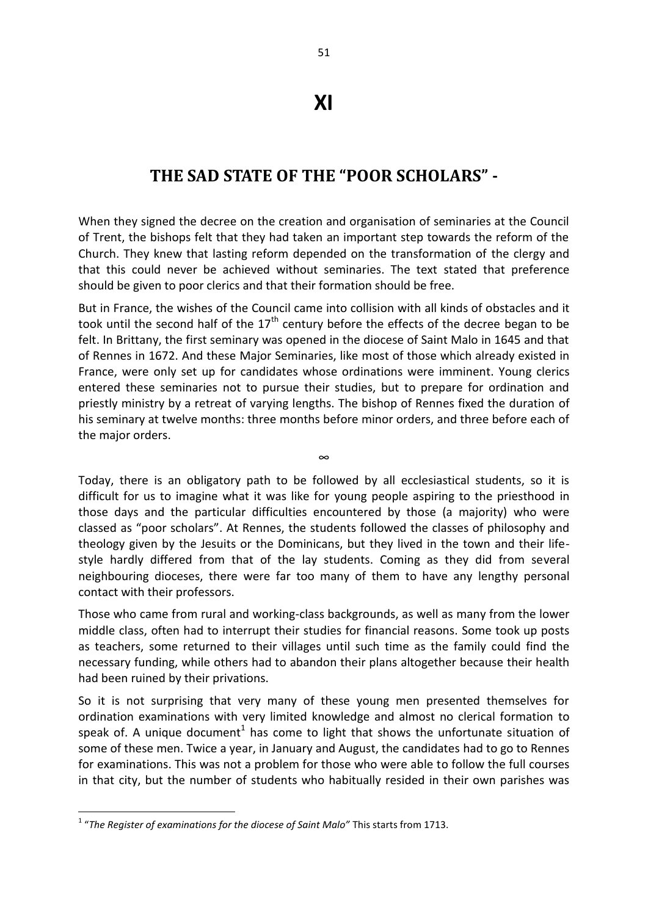# XI

## THE SAD STATE OF THE "POOR SCHOLARS" -

When they signed the decree on the creation and organisation of seminaries at the Council of Trent, the bishops felt that they had taken an important step towards the reform of the Church. They knew that lasting reform depended on the transformation of the clergy and that this could never be achieved without seminaries. The text stated that preference should be given to poor clerics and that their formation should be free.

But in France, the wishes of the Council came into collision with all kinds of obstacles and it took until the second half of the 17th century before the effects of the decree began to be felt. In Brittany, the first seminary was opened in the diocese of Saint Malo in 1645 and that of Rennes in 1672. And these Major Seminaries, like most of those which already existed in France, were only set up for candidates whose ordinations were imminent. Young clerics entered these seminaries not to pursue their studies, but to prepare for ordination and priestly ministry by a retreat of varying lengths. The bishop of Rennes fixed the duration of his seminary at twelve months: three months before minor orders, and three before each of the major orders.

∞

Today, there is an obligatory path to be followed by all ecclesiastical students, so it is difficult for us to imagine what it was like for young people aspiring to the priesthood in those days and the particular difficulties encountered by those (a majority) who were classed as "poor scholars". At Rennes, the students followed the classes of philosophy and theology given by the Jesuits or the Dominicans, but they lived in the town and their life-style hardly differed from that of the lay students. Coming as they did from several neighbouring dioceses, there were far too many of them to have any lengthy personal contact with their professors.

Those who came from rural and working-class backgrounds, as well as many from the lower middle class, often had to interrupt their studies for financial reasons. Some took up posts as teachers, some returned to their villages until such time as the family could find the necessary funding, while others had to abandon their plans altogether because their health had been ruined by their privations.

So it is not surprising that very many of these young men presented themselves for ordination examinations with very limited knowledge and almost no clerical formation to speak of. A unique document[1] has come to light that shows the unfortunate situation of some of these men. Twice a year, in January and August, the candidates had to go to Rennes for examinations. This was not a problem for those who were able to follow the full courses in that city, but the number of students who habitually resided in their own parishes was

[1] "*The Register of examinations for the diocese of Saint Malo"* This starts from 1713.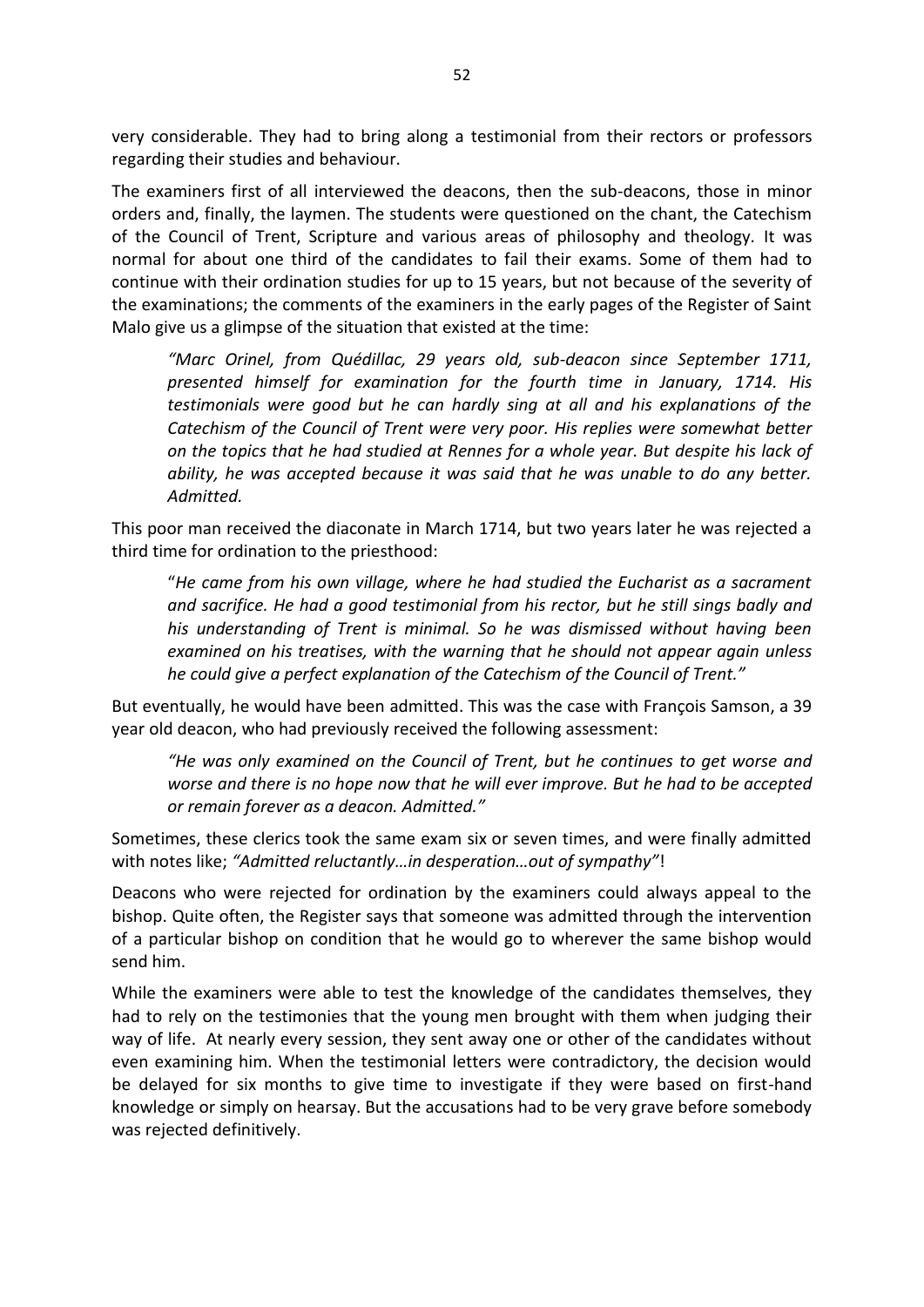very considerable. They had to bring along a testimonial from their rectors or professors regarding their studies and behaviour.

The examiners first of all interviewed the deacons, then the sub-deacons, those in minor orders and, finally, the laymen. The students were questioned on the chant, the Catechism of the Council of Trent, Scripture and various areas of philosophy and theology. It was normal for about one third of the candidates to fail their exams. Some of them had to continue with their ordination studies for up to 15 years, but not because of the severity of the examinations; the comments of the examiners in the early pages of the Register of Saint Malo give us a glimpse of the situation that existed at the time:

> *"Marc Orinel, from Quédillac, 29 years old, sub-deacon since September 1711, presented himself for examination for the fourth time in January, 1714. His testimonials were good but he can hardly sing at all and his explanations of the Catechism of the Council of Trent were very poor. His replies were somewhat better on the topics that he had studied at Rennes for a whole year. But despite his lack of ability, he was accepted because it was said that he was unable to do any better. Admitted.*

This poor man received the diaconate in March 1714, but two years later he was rejected a third time for ordination to the priesthood:

> "*He came from his own village, where he had studied the Eucharist as a sacrament and sacrifice. He had a good testimonial from his rector, but he still sings badly and his understanding of Trent is minimal. So he was dismissed without having been examined on his treatises, with the warning that he should not appear again unless he could give a perfect explanation of the Catechism of the Council of Trent."*

But eventually, he would have been admitted. This was the case with François Samson, a 39 year old deacon, who had previously received the following assessment:

> *"He was only examined on the Council of Trent, but he continues to get worse and worse and there is no hope now that he will ever improve. But he had to be accepted or remain forever as a deacon. Admitted."*

Sometimes, these clerics took the same exam six or seven times, and were finally admitted with notes like; *"Admitted reluctantly…in desperation…out of sympathy"*!

Deacons who were rejected for ordination by the examiners could always appeal to the bishop. Quite often, the Register says that someone was admitted through the intervention of a particular bishop on condition that he would go to wherever the same bishop would send him.

While the examiners were able to test the knowledge of the candidates themselves, they had to rely on the testimonies that the young men brought with them when judging their way of life. At nearly every session, they sent away one or other of the candidates without even examining him. When the testimonial letters were contradictory, the decision would be delayed for six months to give time to investigate if they were based on first-hand knowledge or simply on hearsay. But the accusations had to be very grave before somebody was rejected definitively.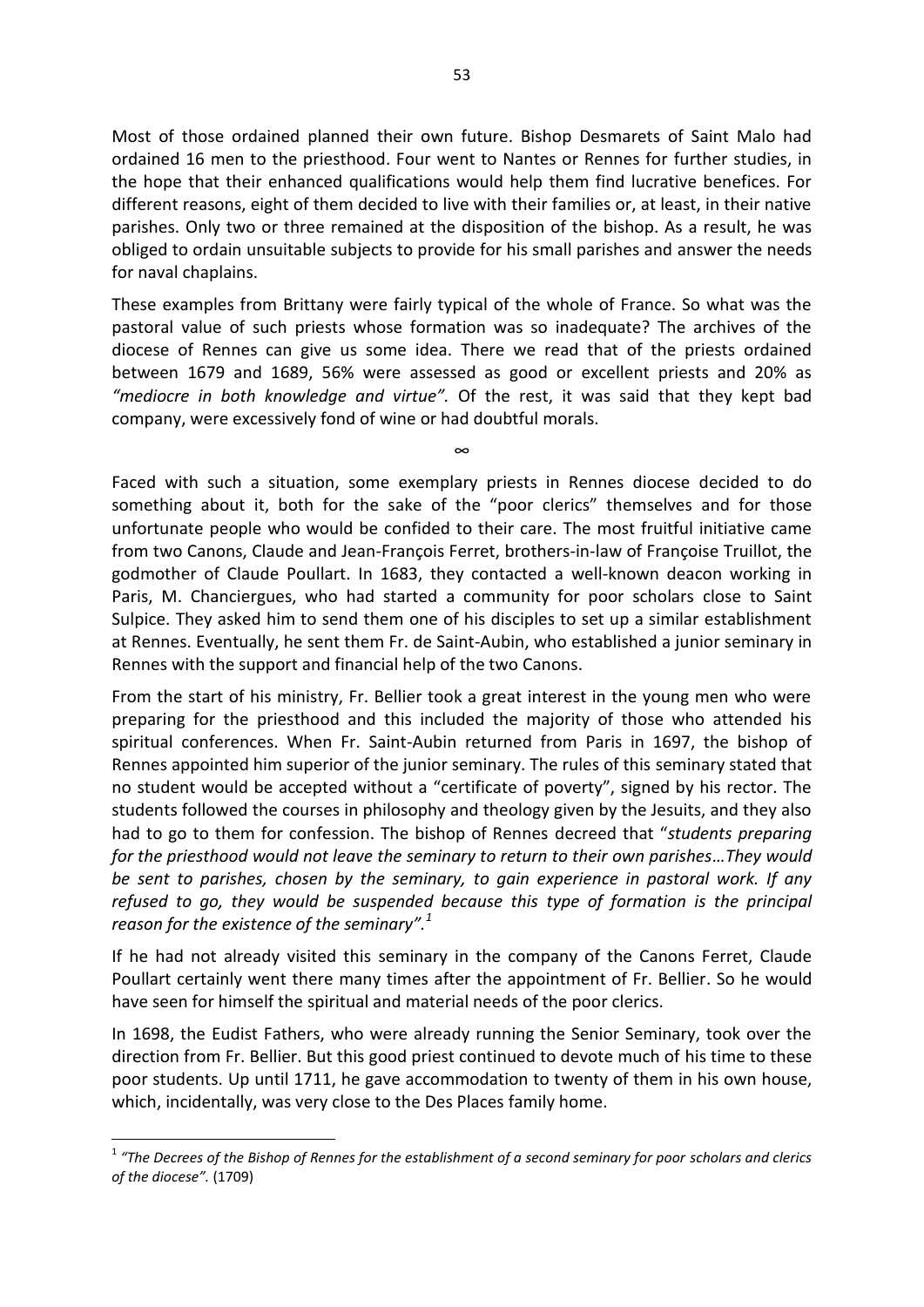Most of those ordained planned their own future. Bishop Desmarets of Saint Malo had ordained 16 men to the priesthood. Four went to Nantes or Rennes for further studies, in the hope that their enhanced qualifications would help them find lucrative benefices. For different reasons, eight of them decided to live with their families or, at least, in their native parishes. Only two or three remained at the disposition of the bishop. As a result, he was obliged to ordain unsuitable subjects to provide for his small parishes and answer the needs for naval chaplains.

These examples from Brittany were fairly typical of the whole of France. So what was the pastoral value of such priests whose formation was so inadequate? The archives of the diocese of Rennes can give us some idea. There we read that of the priests ordained between 1679 and 1689, 56% were assessed as good or excellent priests and 20% as *"mediocre in both knowledge and virtue".* Of the rest, it was said that they kept bad company, were excessively fond of wine or had doubtful morals.

∞

Faced with such a situation, some exemplary priests in Rennes diocese decided to do something about it, both for the sake of the "poor clerics" themselves and for those unfortunate people who would be confided to their care. The most fruitful initiative came from two Canons, Claude and Jean-François Ferret, brothers-in-law of Françoise Truillot, the godmother of Claude Poullart. In 1683, they contacted a well-known deacon working in Paris, M. Chanciergues, who had started a community for poor scholars close to Saint Sulpice. They asked him to send them one of his disciples to set up a similar establishment at Rennes. Eventually, he sent them Fr. de Saint-Aubin, who established a junior seminary in Rennes with the support and financial help of the two Canons.

From the start of his ministry, Fr. Bellier took a great interest in the young men who were preparing for the priesthood and this included the majority of those who attended his spiritual conferences. When Fr. Saint-Aubin returned from Paris in 1697, the bishop of Rennes appointed him superior of the junior seminary. The rules of this seminary stated that no student would be accepted without a "certificate of poverty", signed by his rector. The students followed the courses in philosophy and theology given by the Jesuits, and they also had to go to them for confession. The bishop of Rennes decreed that "*students preparing for the priesthood would not leave the seminary to return to their own parishes…They would be sent to parishes, chosen by the seminary, to gain experience in pastoral work. If any refused to go, they would be suspended because this type of formation is the principal reason for the existence of the seminary".*[1]

If he had not already visited this seminary in the company of the Canons Ferret, Claude Poullart certainly went there many times after the appointment of Fr. Bellier. So he would have seen for himself the spiritual and material needs of the poor clerics.

In 1698, the Eudist Fathers, who were already running the Senior Seminary, took over the direction from Fr. Bellier. But this good priest continued to devote much of his time to these poor students. Up until 1711, he gave accommodation to twenty of them in his own house, which, incidentally, was very close to the Des Places family home.

---

[1] *"The Decrees of the Bishop of Rennes for the establishment of a second seminary for poor scholars and clerics of the diocese".* (1709)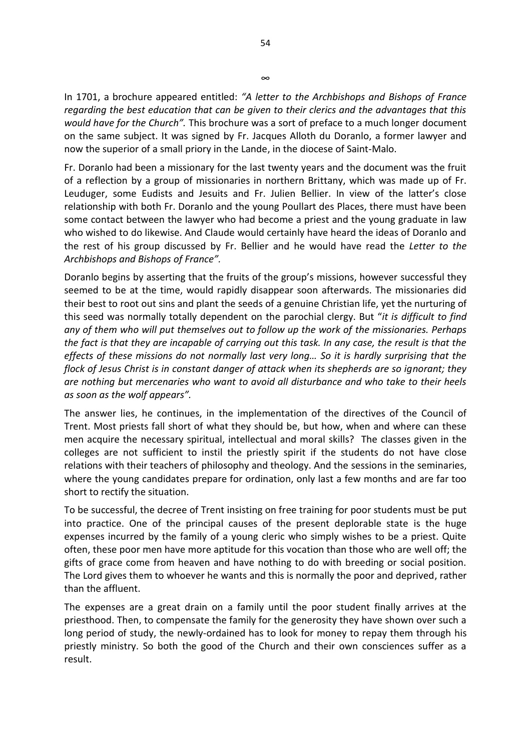∞

In 1701, a brochure appeared entitled: *"A letter to the Archbishops and Bishops of France regarding the best education that can be given to their clerics and the advantages that this would have for the Church".* This brochure was a sort of preface to a much longer document on the same subject. It was signed by Fr. Jacques Alloth du Doranlo, a former lawyer and now the superior of a small priory in the Lande, in the diocese of Saint-Malo.

Fr. Doranlo had been a missionary for the last twenty years and the document was the fruit of a reflection by a group of missionaries in northern Brittany, which was made up of Fr. Leuduger, some Eudists and Jesuits and Fr. Julien Bellier. In view of the latter's close relationship with both Fr. Doranlo and the young Poullart des Places, there must have been some contact between the lawyer who had become a priest and the young graduate in law who wished to do likewise. And Claude would certainly have heard the ideas of Doranlo and the rest of his group discussed by Fr. Bellier and he would have read the *Letter to the Archbishops and Bishops of France".*

Doranlo begins by asserting that the fruits of the group's missions, however successful they seemed to be at the time, would rapidly disappear soon afterwards. The missionaries did their best to root out sins and plant the seeds of a genuine Christian life, yet the nurturing of this seed was normally totally dependent on the parochial clergy. But "*it is difficult to find any of them who will put themselves out to follow up the work of the missionaries. Perhaps the fact is that they are incapable of carrying out this task. In any case, the result is that the effects of these missions do not normally last very long… So it is hardly surprising that the flock of Jesus Christ is in constant danger of attack when its shepherds are so ignorant; they are nothing but mercenaries who want to avoid all disturbance and who take to their heels as soon as the wolf appears".*

The answer lies, he continues, in the implementation of the directives of the Council of Trent. Most priests fall short of what they should be, but how, when and where can these men acquire the necessary spiritual, intellectual and moral skills? The classes given in the colleges are not sufficient to instil the priestly spirit if the students do not have close relations with their teachers of philosophy and theology. And the sessions in the seminaries, where the young candidates prepare for ordination, only last a few months and are far too short to rectify the situation.

To be successful, the decree of Trent insisting on free training for poor students must be put into practice. One of the principal causes of the present deplorable state is the huge expenses incurred by the family of a young cleric who simply wishes to be a priest. Quite often, these poor men have more aptitude for this vocation than those who are well off; the gifts of grace come from heaven and have nothing to do with breeding or social position. The Lord gives them to whoever he wants and this is normally the poor and deprived, rather than the affluent.

The expenses are a great drain on a family until the poor student finally arrives at the priesthood. Then, to compensate the family for the generosity they have shown over such a long period of study, the newly-ordained has to look for money to repay them through his priestly ministry. So both the good of the Church and their own consciences suffer as a result.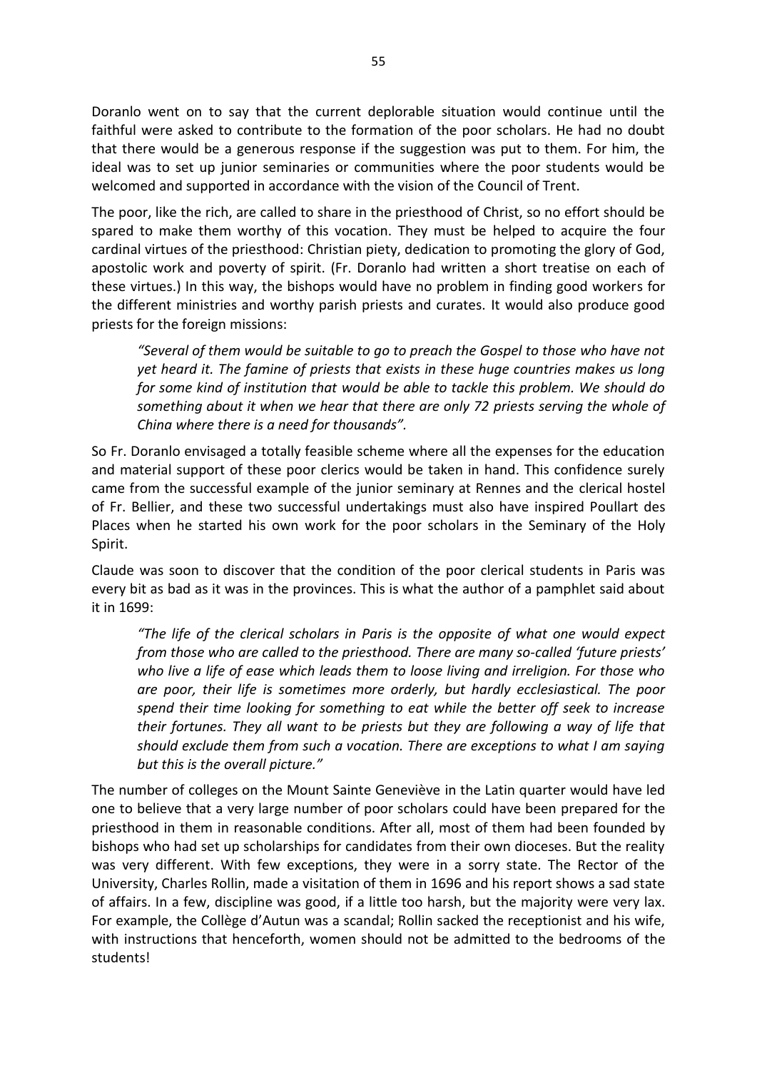Doranlo went on to say that the current deplorable situation would continue until the faithful were asked to contribute to the formation of the poor scholars. He had no doubt that there would be a generous response if the suggestion was put to them. For him, the ideal was to set up junior seminaries or communities where the poor students would be welcomed and supported in accordance with the vision of the Council of Trent.

The poor, like the rich, are called to share in the priesthood of Christ, so no effort should be spared to make them worthy of this vocation. They must be helped to acquire the four cardinal virtues of the priesthood: Christian piety, dedication to promoting the glory of God, apostolic work and poverty of spirit. (Fr. Doranlo had written a short treatise on each of these virtues.) In this way, the bishops would have no problem in finding good workers for the different ministries and worthy parish priests and curates. It would also produce good priests for the foreign missions:

> *"Several of them would be suitable to go to preach the Gospel to those who have not yet heard it. The famine of priests that exists in these huge countries makes us long for some kind of institution that would be able to tackle this problem. We should do something about it when we hear that there are only 72 priests serving the whole of China where there is a need for thousands".*

So Fr. Doranlo envisaged a totally feasible scheme where all the expenses for the education and material support of these poor clerics would be taken in hand. This confidence surely came from the successful example of the junior seminary at Rennes and the clerical hostel of Fr. Bellier, and these two successful undertakings must also have inspired Poullart des Places when he started his own work for the poor scholars in the Seminary of the Holy Spirit.

Claude was soon to discover that the condition of the poor clerical students in Paris was every bit as bad as it was in the provinces. This is what the author of a pamphlet said about it in 1699:

> *"The life of the clerical scholars in Paris is the opposite of what one would expect from those who are called to the priesthood. There are many so-called 'future priests' who live a life of ease which leads them to loose living and irreligion. For those who are poor, their life is sometimes more orderly, but hardly ecclesiastical. The poor spend their time looking for something to eat while the better off seek to increase their fortunes. They all want to be priests but they are following a way of life that should exclude them from such a vocation. There are exceptions to what I am saying but this is the overall picture."*

The number of colleges on the Mount Sainte Geneviève in the Latin quarter would have led one to believe that a very large number of poor scholars could have been prepared for the priesthood in them in reasonable conditions. After all, most of them had been founded by bishops who had set up scholarships for candidates from their own dioceses. But the reality was very different. With few exceptions, they were in a sorry state. The Rector of the University, Charles Rollin, made a visitation of them in 1696 and his report shows a sad state of affairs. In a few, discipline was good, if a little too harsh, but the majority were very lax. For example, the Collège d'Autun was a scandal; Rollin sacked the receptionist and his wife, with instructions that henceforth, women should not be admitted to the bedrooms of the students!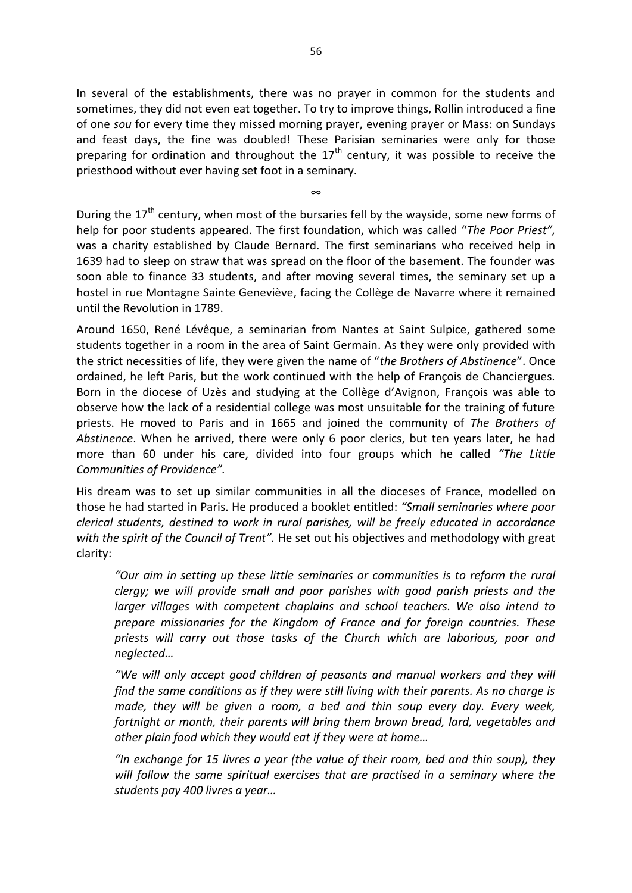In several of the establishments, there was no prayer in common for the students and sometimes, they did not even eat together. To try to improve things, Rollin introduced a fine of one *sou* for every time they missed morning prayer, evening prayer or Mass: on Sundays and feast days, the fine was doubled! These Parisian seminaries were only for those preparing for ordination and throughout the 17th century, it was possible to receive the priesthood without ever having set foot in a seminary.

∞

During the 17th century, when most of the bursaries fell by the wayside, some new forms of help for poor students appeared. The first foundation, which was called "*The Poor Priest",* was a charity established by Claude Bernard. The first seminarians who received help in 1639 had to sleep on straw that was spread on the floor of the basement. The founder was soon able to finance 33 students, and after moving several times, the seminary set up a hostel in rue Montagne Sainte Geneviève, facing the Collège de Navarre where it remained until the Revolution in 1789.

Around 1650, René Lévêque, a seminarian from Nantes at Saint Sulpice, gathered some students together in a room in the area of Saint Germain. As they were only provided with the strict necessities of life, they were given the name of "*the Brothers of Abstinence*". Once ordained, he left Paris, but the work continued with the help of François de Chanciergues. Born in the diocese of Uzès and studying at the Collège d'Avignon, François was able to observe how the lack of a residential college was most unsuitable for the training of future priests. He moved to Paris and in 1665 and joined the community of *The Brothers of Abstinence*. When he arrived, there were only 6 poor clerics, but ten years later, he had more than 60 under his care, divided into four groups which he called *"The Little Communities of Providence".*

His dream was to set up similar communities in all the dioceses of France, modelled on those he had started in Paris. He produced a booklet entitled: *"Small seminaries where poor clerical students, destined to work in rural parishes, will be freely educated in accordance with the spirit of the Council of Trent".* He set out his objectives and methodology with great clarity:

> *"Our aim in setting up these little seminaries or communities is to reform the rural clergy; we will provide small and poor parishes with good parish priests and the larger villages with competent chaplains and school teachers. We also intend to prepare missionaries for the Kingdom of France and for foreign countries. These priests will carry out those tasks of the Church which are laborious, poor and neglected…*
>
> *"We will only accept good children of peasants and manual workers and they will find the same conditions as if they were still living with their parents. As no charge is made, they will be given a room, a bed and thin soup every day. Every week, fortnight or month, their parents will bring them brown bread, lard, vegetables and other plain food which they would eat if they were at home…*
>
> *"In exchange for 15 livres a year (the value of their room, bed and thin soup), they will follow the same spiritual exercises that are practised in a seminary where the students pay 400 livres a year…*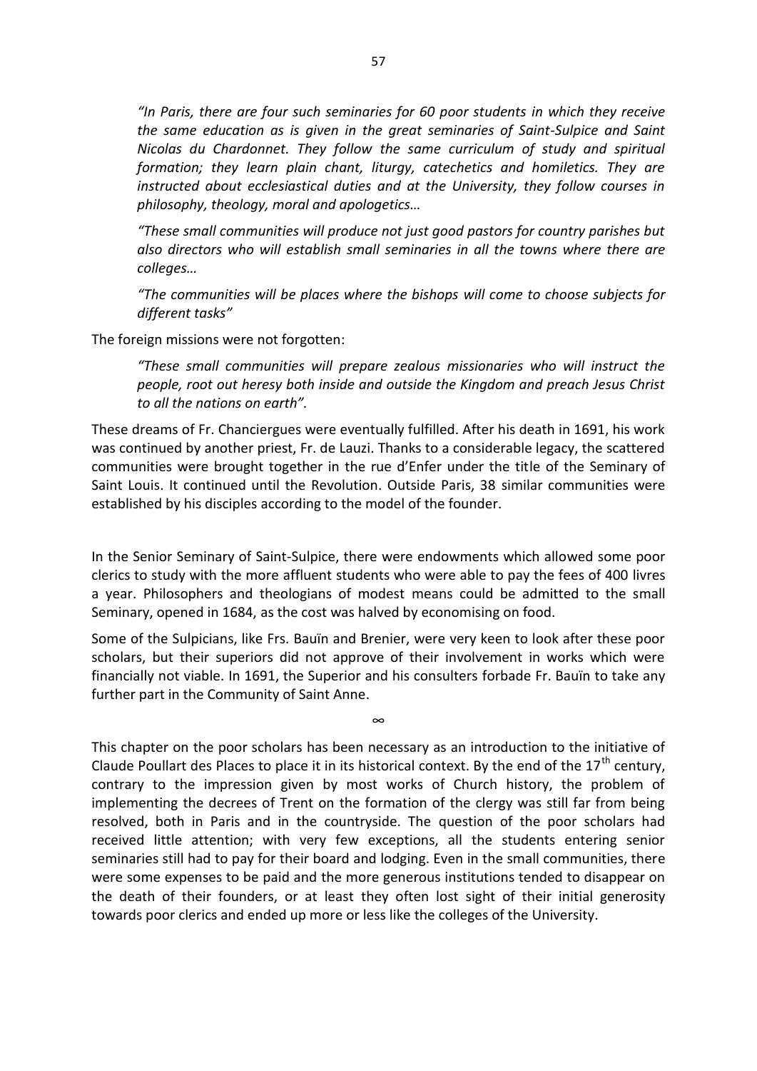*"In Paris, there are four such seminaries for 60 poor students in which they receive the same education as is given in the great seminaries of Saint-Sulpice and Saint Nicolas du Chardonnet. They follow the same curriculum of study and spiritual formation; they learn plain chant, liturgy, catechetics and homiletics. They are instructed about ecclesiastical duties and at the University, they follow courses in philosophy, theology, moral and apologetics…*

*"These small communities will produce not just good pastors for country parishes but also directors who will establish small seminaries in all the towns where there are colleges…*

*"The communities will be places where the bishops will come to choose subjects for different tasks"*

The foreign missions were not forgotten:

*"These small communities will prepare zealous missionaries who will instruct the people, root out heresy both inside and outside the Kingdom and preach Jesus Christ to all the nations on earth".*

These dreams of Fr. Chanciergues were eventually fulfilled. After his death in 1691, his work was continued by another priest, Fr. de Lauzi. Thanks to a considerable legacy, the scattered communities were brought together in the rue d'Enfer under the title of the Seminary of Saint Louis. It continued until the Revolution. Outside Paris, 38 similar communities were established by his disciples according to the model of the founder.

In the Senior Seminary of Saint-Sulpice, there were endowments which allowed some poor clerics to study with the more affluent students who were able to pay the fees of 400 livres a year. Philosophers and theologians of modest means could be admitted to the small Seminary, opened in 1684, as the cost was halved by economising on food.

Some of the Sulpicians, like Frs. Bauïn and Brenier, were very keen to look after these poor scholars, but their superiors did not approve of their involvement in works which were financially not viable. In 1691, the Superior and his consulters forbade Fr. Bauïn to take any further part in the Community of Saint Anne.

∞

This chapter on the poor scholars has been necessary as an introduction to the initiative of Claude Poullart des Places to place it in its historical context. By the end of the 17th century, contrary to the impression given by most works of Church history, the problem of implementing the decrees of Trent on the formation of the clergy was still far from being resolved, both in Paris and in the countryside. The question of the poor scholars had received little attention; with very few exceptions, all the students entering senior seminaries still had to pay for their board and lodging. Even in the small communities, there were some expenses to be paid and the more generous institutions tended to disappear on the death of their founders, or at least they often lost sight of their initial generosity towards poor clerics and ended up more or less like the colleges of the University.